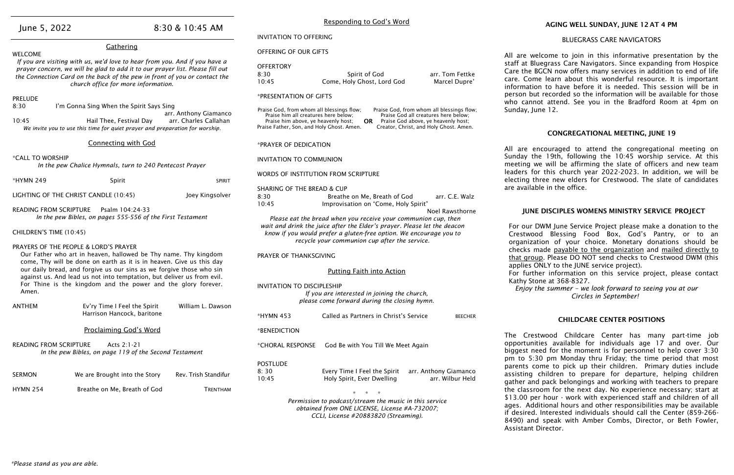June 5, 2022 — 8:30 & 10:45 AM

## Gathering

WELCOME

*If you are visiting with us, we'd love to hear from you. And if you have a prayer concern, we will be glad to add it to our prayer list. Please fill out the Connection Card on the back of the pew in front of you or contact the church office for more information.*

PRELUDE

8:30 — I'm Gonna Sing When the Spirit Says Sing — arr. Anthony Giamanco

10:45 — Hail Thee, Festival Day — arr. Charles Callahan

*We invite you to use this time for quiet prayer and preparation for worship.*

## Connecting with God

*CALL TO WORSHIP

*In the pew Chalice Hymnals, turn to 240 Pentecost Prayer*

*HYMN 249 — Spirit — SPIRIT

LIGHTING OF THE CHRIST CANDLE (10:45) — Joey Kingsolver

READING FROM SCRIPTURE — Psalm 104:24-33

*In the pew Bibles, on pages 555-556 of the First Testament*

CHILDREN'S TIME (10:45)

PRAYERS OF THE PEOPLE & LORD'S PRAYER

Our Father who art in heaven, hallowed be Thy name. Thy kingdom come, Thy will be done on earth as it is in heaven. Give us this day our daily bread, and forgive us our sins as we forgive those who sin against us. And lead us not into temptation, but deliver us from evil. For Thine is the kingdom and the power and the glory forever. Amen.

ANTHEM — Ev'ry Time I Feel the Spirit — William L. Dawson
Harrison Hancock, baritone

## Proclaiming God's Word

READING FROM SCRIPTURE — Acts 2:1-21

*In the pew Bibles, on page 119 of the Second Testament*

SERMON — We are Brought into the Story — Rev. Trish Standifur

HYMN 254 — Breathe on Me, Breath of God — TRENTHAM

*Please stand as you are able.

## Responding to God's Word

INVITATION TO OFFERING

OFFERING OF OUR GIFTS

OFFERTORY

8:30 — Spirit of God — arr. Tom Fettke

10:45 — Come, Holy Ghost, Lord God — Marcel Dupre'

*PRESENTATION OF GIFTS

Praise God, from whom all blessings flow;
Praise him all creatures here below;
Praise him above, ye heavenly host;
Praise Father, Son, and Holy Ghost. Amen.

**OR**

Praise God, from whom all blessings flow;
Praise God all creatures here below;
Praise God above, ye heavenly host;
Creator, Christ, and Holy Ghost. Amen.

*PRAYER OF DEDICATION

INVITATION TO COMMUNION

WORDS OF INSTITUTION FROM SCRIPTURE

SHARING OF THE BREAD & CUP

8:30 — Breathe on Me, Breath of God — arr. C.E. Walz

10:45 — Improvisation on "Come, Holy Spirit" — Noel Rawsthorne

*Please eat the bread when you receive your communion cup, then wait and drink the juice after the Elder's prayer. Please let the deacon know if you would prefer a gluten-free option. We encourage you to recycle your communion cup after the service.*

PRAYER OF THANKSGIVING

## Putting Faith into Action

INVITATION TO DISCIPLESHIP

*If you are interested in joining the church, please come forward during the closing hymn.*

*HYMN 453 — Called as Partners in Christ's Service — BEECHER

*BENEDICTION

*CHORAL RESPONSE — God Be with You Till We Meet Again

POSTLUDE

8: 30 — Every Time I Feel the Spirit — arr. Anthony Giamanco

10:45 — Holy Spirit, Ever Dwelling — arr. Wilbur Held

\* \* \*

*Permission to podcast/stream the music in this service obtained from ONE LICENSE, License #A-732007; CCLI, License #20883820 (Streaming).*

## AGING WELL SUNDAY, JUNE 12 AT 4 PM

BLUEGRASS CARE NAVIGATORS

All are welcome to join in this informative presentation by the staff at Bluegrass Care Navigators. Since expanding from Hospice Care the BGCN now offers many services in addition to end of life care. Come learn about this wonderful resource. It is important information to have before it is needed. This session will be in person but recorded so the information will be available for those who cannot attend. See you in the Bradford Room at 4pm on Sunday, June 12.

## CONGREGATIONAL MEETING, JUNE 19

All are encouraged to attend the congregational meeting on Sunday the 19th, following the 10:45 worship service. At this meeting we will be affirming the slate of officers and new team leaders for this church year 2022-2023. In addition, we will be electing three new elders for Crestwood. The slate of candidates are available in the office.

## JUNE DISCIPLES WOMENS MINISTRY SERVICE PROJECT

For our DWM June Service Project please make a donation to the Crestwood Blessing Food Box, God's Pantry, or to an organization of your choice. Monetary donations should be checks made payable to the organization and mailed directly to that group. Please DO NOT send checks to Crestwood DWM (this applies ONLY to the JUNE service project).

For further information on this service project, please contact Kathy Stone at 368-8327.

*Enjoy the summer – we look forward to seeing you at our Circles in September!*

## CHILDCARE CENTER POSITIONS

The Crestwood Childcare Center has many part-time job opportunities available for individuals age 17 and over. Our biggest need for the moment is for personnel to help cover 3:30 pm to 5:30 pm Monday thru Friday; the time period that most parents come to pick up their children. Primary duties include assisting children to prepare for departure, helping children gather and pack belongings and working with teachers to prepare the classroom for the next day. No experience necessary; start at $13.00 per hour - work with experienced staff and children of all ages. Additional hours and other responsibilities may be available if desired. Interested individuals should call the Center (859-266-8490) and speak with Amber Combs, Director, or Beth Fowler, Assistant Director.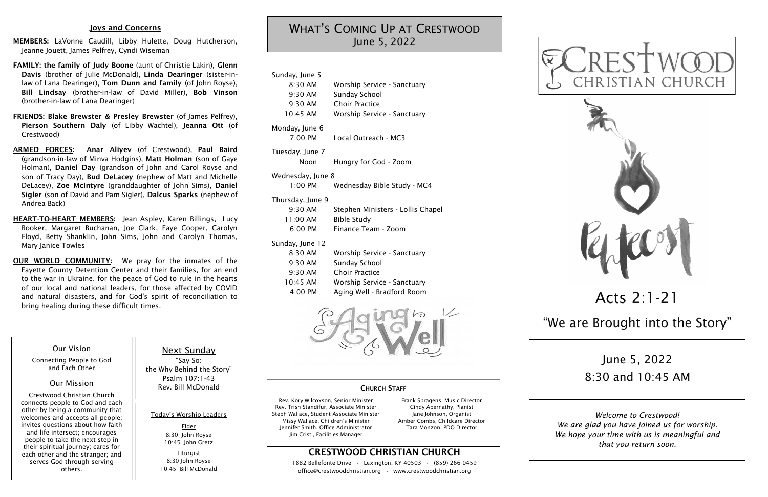## Joys and Concerns

**MEMBERS:** LaVonne Caudill, Libby Hulette, Doug Hutcherson, Jeanne Jouett, James Pelfrey, Cyndi Wiseman

**FAMILY:** **the family of Judy Boone** (aunt of Christie Lakin), **Glenn Davis** (brother of Julie McDonald), **Linda Dearinger** (sister-in-law of Lana Dearinger), **Tom Dunn and family** (of John Royse), **Bill Lindsay** (brother-in-law of David Miller), **Bob Vinson** (brother-in-law of Lana Dearinger)

**FRIENDS:** **Blake Brewster & Presley Brewster** (of James Pelfrey), **Pierson Southern Daly** (of Libby Wachtel), **Jeanna Ott** (of Crestwood)

**ARMED FORCES:** **Anar Aliyev** (of Crestwood), **Paul Baird** (grandson-in-law of Minva Hodgins), **Matt Holman** (son of Gaye Holman), **Daniel Day** (grandson of John and Carol Royse and son of Tracy Day), **Bud DeLacey** (nephew of Matt and Michelle DeLacey), **Zoe McIntyre** (granddaughter of John Sims), **Daniel Sigler** (son of David and Pam Sigler), **Dalcus Sparks** (nephew of Andrea Back)

**HEART-TO-HEART MEMBERS:** Jean Aspley, Karen Billings, Lucy Booker, Margaret Buchanan, Joe Clark, Faye Cooper, Carolyn Floyd, Betty Shanklin, John Sims, John and Carolyn Thomas, Mary Janice Towles

**OUR WORLD COMMUNITY:** We pray for the inmates of the Fayette County Detention Center and their families, for an end to the war in Ukraine, for the peace of God to rule in the hearts of our local and national leaders, for those affected by COVID and natural disasters, and for God's spirit of reconciliation to bring healing during these difficult times.

### Our Vision

Connecting People to God and Each Other

### Our Mission

Crestwood Christian Church connects people to God and each other by being a community that welcomes and accepts all people; invites questions about how faith and life intersect; encourages people to take the next step in their spiritual journey; cares for each other and the stranger; and serves God through serving others.

### Next Sunday

"Say So: the Why Behind the Story"
Psalm 107:1-43
Rev. Bill McDonald

### Today's Worship Leaders

Elder
8:30 John Royse
10:45 John Gretz

Liturgist
8:30 John Royse
10:45 Bill McDonald

# What's Coming Up at Crestwood
June 5, 2022

Sunday, June 5
- 8:30 AM Worship Service - Sanctuary
- 9:30 AM Sunday School
- 9:30 AM Choir Practice
- 10:45 AM Worship Service - Sanctuary

Monday, June 6
- 7:00 PM Local Outreach - MC3

Tuesday, June 7
- Noon Hungry for God - Zoom

Wednesday, June 8
- 1:00 PM Wednesday Bible Study - MC4

Thursday, June 9
- 9:30 AM Stephen Ministers - Lollis Chapel
- 11:00 AM Bible Study
- 6:00 PM Finance Team - Zoom

Sunday, June 12
- 8:30 AM Worship Service - Sanctuary
- 9:30 AM Sunday School
- 9:30 AM Choir Practice
- 10:45 AM Worship Service - Sanctuary
- 4:00 PM Aging Well - Bradford Room

Aging Well

### Church Staff

Rev. Kory Wilcoxson, Senior Minister
Rev. Trish Standifur, Associate Minister
Steph Wallace, Student Associate Minister
Missy Wallace, Children's Minister
Jennifer Smith, Office Administrator
Jim Cristi, Facilities Manager

Frank Spragens, Music Director
Cindy Abernathy, Pianist
Jane Johnson, Organist
Amber Combs, Childcare Director
Tara Monzon, PDO Director

### CRESTWOOD CHRISTIAN CHURCH

1882 Bellefonte Drive · Lexington, KY 40503 · (859) 266-0459
office@crestwoodchristian.org · www.crestwoodchristian.org

# Crestwood Christian Church

Pentecost

# Acts 2:1-21

## "We are Brought into the Story"

## June 5, 2022
## 8:30 and 10:45 AM

*Welcome to Crestwood!*
*We are glad you have joined us for worship.*
*We hope your time with us is meaningful and that you return soon.*